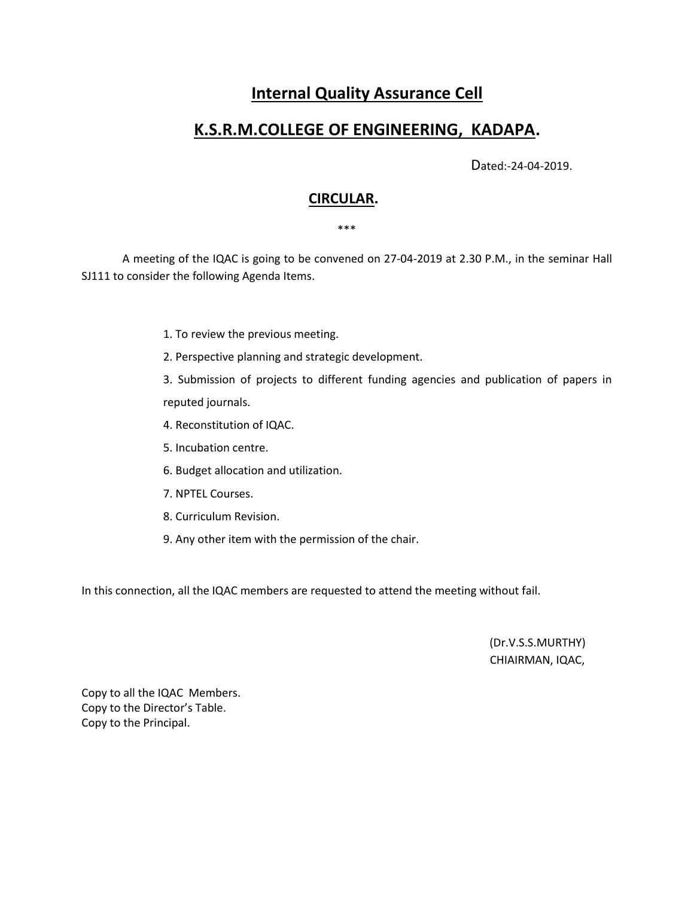# Internal Quality Assurance Cell

# K.S.R.M.COLLEGE OF ENGINEERING, KADAPA.

Dated:-24-04-2019.

## CIRCULAR.

***

A meeting of the IQAC is going to be convened on 27-04-2019 at 2.30 P.M., in the seminar Hall SJ111 to consider the following Agenda Items.

1. To review the previous meeting.
2. Perspective planning and strategic development.
3. Submission of projects to different funding agencies and publication of papers in reputed journals.
4. Reconstitution of IQAC.
5. Incubation centre.
6. Budget allocation and utilization.
7. NPTEL Courses.
8. Curriculum Revision.
9. Any other item with the permission of the chair.

In this connection, all the IQAC members are requested to attend the meeting without fail.

(Dr.V.S.S.MURTHY)
CHIAIRMAN, IQAC,

Copy to all the IQAC Members.
Copy to the Director's Table.
Copy to the Principal.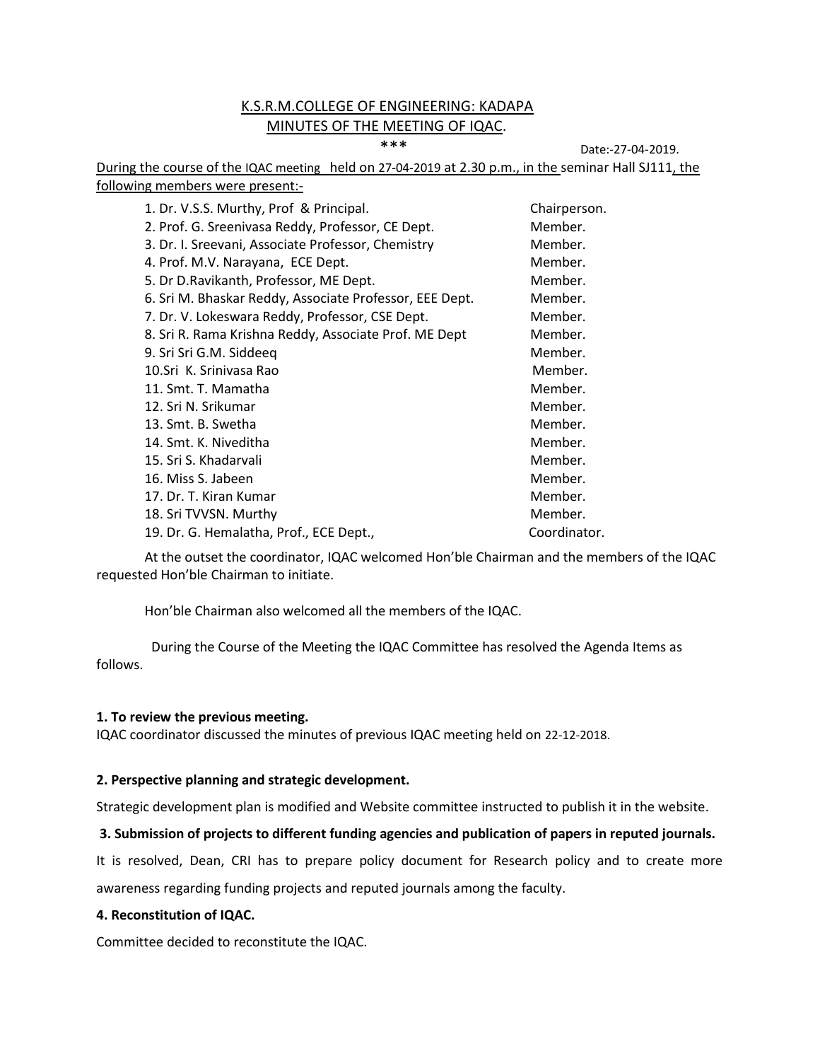# K.S.R.M.COLLEGE OF ENGINEERING: KADAPA

## MINUTES OF THE MEETING OF IQAC.

***

Date:-27-04-2019.

During the course of the IQAC meeting held on 27-04-2019 at 2.30 p.m., in the seminar Hall SJ111, the following members were present:-

| | |
|---|---|
| 1. Dr. V.S.S. Murthy, Prof & Principal. | Chairperson. |
| 2. Prof. G. Sreenivasa Reddy, Professor, CE Dept. | Member. |
| 3. Dr. I. Sreevani, Associate Professor, Chemistry | Member. |
| 4. Prof. M.V. Narayana, ECE Dept. | Member. |
| 5. Dr D.Ravikanth, Professor, ME Dept. | Member. |
| 6. Sri M. Bhaskar Reddy, Associate Professor, EEE Dept. | Member. |
| 7. Dr. V. Lokeswara Reddy, Professor, CSE Dept. | Member. |
| 8. Sri R. Rama Krishna Reddy, Associate Prof. ME Dept | Member. |
| 9. Sri Sri G.M. Siddeeq | Member. |
| 10.Sri K. Srinivasa Rao | Member. |
| 11. Smt. T. Mamatha | Member. |
| 12. Sri N. Srikumar | Member. |
| 13. Smt. B. Swetha | Member. |
| 14. Smt. K. Niveditha | Member. |
| 15. Sri S. Khadarvali | Member. |
| 16. Miss S. Jabeen | Member. |
| 17. Dr. T. Kiran Kumar | Member. |
| 18. Sri TVVSN. Murthy | Member. |
| 19. Dr. G. Hemalatha, Prof., ECE Dept., | Coordinator. |

At the outset the coordinator, IQAC welcomed Hon'ble Chairman and the members of the IQAC requested Hon'ble Chairman to initiate.

Hon'ble Chairman also welcomed all the members of the IQAC.

During the Course of the Meeting the IQAC Committee has resolved the Agenda Items as follows.

**1. To review the previous meeting.**

IQAC coordinator discussed the minutes of previous IQAC meeting held on 22-12-2018.

**2. Perspective planning and strategic development.**

Strategic development plan is modified and Website committee instructed to publish it in the website.

**3. Submission of projects to different funding agencies and publication of papers in reputed journals.**

It is resolved, Dean, CRI has to prepare policy document for Research policy and to create more awareness regarding funding projects and reputed journals among the faculty.

**4. Reconstitution of IQAC.**

Committee decided to reconstitute the IQAC.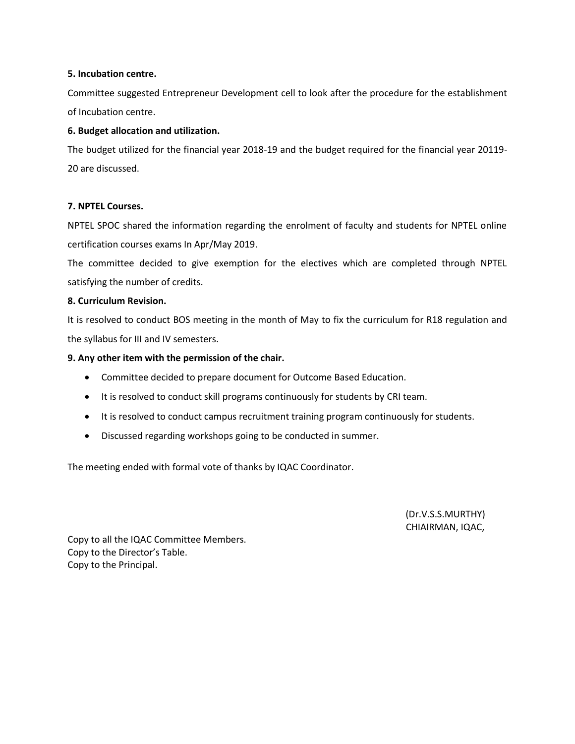**5. Incubation centre.**

Committee suggested Entrepreneur Development cell to look after the procedure for the establishment of Incubation centre.

**6. Budget allocation and utilization.**

The budget utilized for the financial year 2018-19 and the budget required for the financial year 20119-20 are discussed.

**7. NPTEL Courses.**

NPTEL SPOC shared the information regarding the enrolment of faculty and students for NPTEL online certification courses exams In Apr/May 2019.

The committee decided to give exemption for the electives which are completed through NPTEL satisfying the number of credits.

**8. Curriculum Revision.**

It is resolved to conduct BOS meeting in the month of May to fix the curriculum for R18 regulation and the syllabus for III and IV semesters.

**9. Any other item with the permission of the chair.**

- Committee decided to prepare document for Outcome Based Education.
- It is resolved to conduct skill programs continuously for students by CRI team.
- It is resolved to conduct campus recruitment training program continuously for students.
- Discussed regarding workshops going to be conducted in summer.

The meeting ended with formal vote of thanks by IQAC Coordinator.

(Dr.V.S.S.MURTHY)
CHIAIRMAN, IQAC,

Copy to all the IQAC Committee Members.
Copy to the Director's Table.
Copy to the Principal.